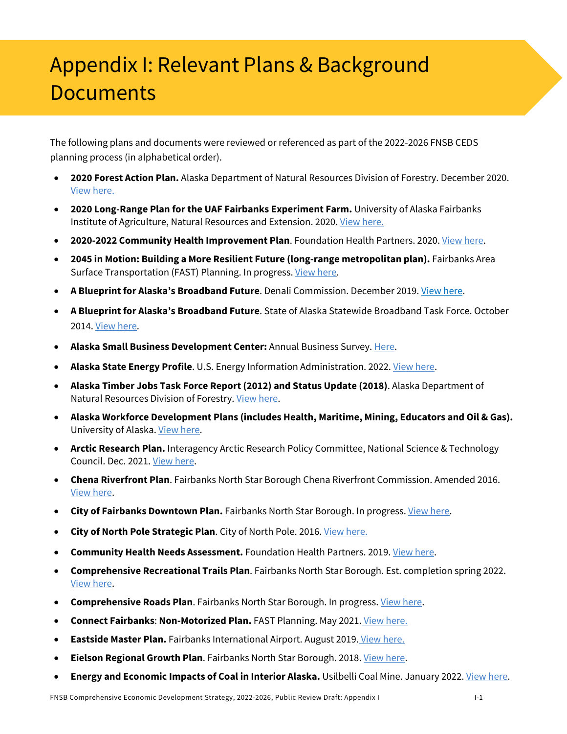# Appendix I: Relevant Plans & Background Documents

The following plans and documents were reviewed or referenced as part of the 2022-2026 FNSB CEDS planning process (in alphabetical order).

- **2020 Forest Action Plan.** Alaska Department of Natural Resources Division of Forestry. December 2020. View here.
- **2020 Long-Range Plan for the UAF Fairbanks Experiment Farm.** University of Alaska Fairbanks Institute of Agriculture, Natural Resources and Extension. 2020. View here.
- **2020-2022 Community Health Improvement Plan**. Foundation Health Partners. 2020. View here.
- **2045 in Motion: Building a More Resilient Future (long-range metropolitan plan).** Fairbanks Area Surface Transportation (FAST) Planning. In progress. View here.
- **A Blueprint for Alaska's Broadband Future**. Denali Commission. December 2019. View here.
- **A Blueprint for Alaska's Broadband Future**. State of Alaska Statewide Broadband Task Force. October 2014. View here.
- **Alaska Small Business Development Center:** Annual Business Survey. Here.
- **Alaska State Energy Profile**. U.S. Energy Information Administration. 2022. View here.
- **Alaska Timber Jobs Task Force Report (2012) and Status Update (2018)**. Alaska Department of Natural Resources Division of Forestry. View here.
- **Alaska Workforce Development Plans (includes Health, Maritime, Mining, Educators and Oil & Gas).** University of Alaska. View here.
- **Arctic Research Plan.** Interagency Arctic Research Policy Committee, National Science & Technology Council. Dec. 2021. View here.
- **Chena Riverfront Plan**. Fairbanks North Star Borough Chena Riverfront Commission. Amended 2016. View here.
- **City of Fairbanks Downtown Plan.** Fairbanks North Star Borough. In progress. View here.
- **City of North Pole Strategic Plan**. City of North Pole. 2016. View here.
- **Community Health Needs Assessment.** Foundation Health Partners. 2019. View here.
- **Comprehensive Recreational Trails Plan**. Fairbanks North Star Borough. Est. completion spring 2022. View here.
- **Comprehensive Roads Plan**. Fairbanks North Star Borough. In progress. View here.
- **Connect Fairbanks**: **Non-Motorized Plan.** FAST Planning. May 2021. View here.
- **Eastside Master Plan.** Fairbanks International Airport. August 2019. View here.
- **Eielson Regional Growth Plan**. Fairbanks North Star Borough. 2018. View here.
- **Energy and Economic Impacts of Coal in Interior Alaska.** Usilbelli Coal Mine. January 2022. View here.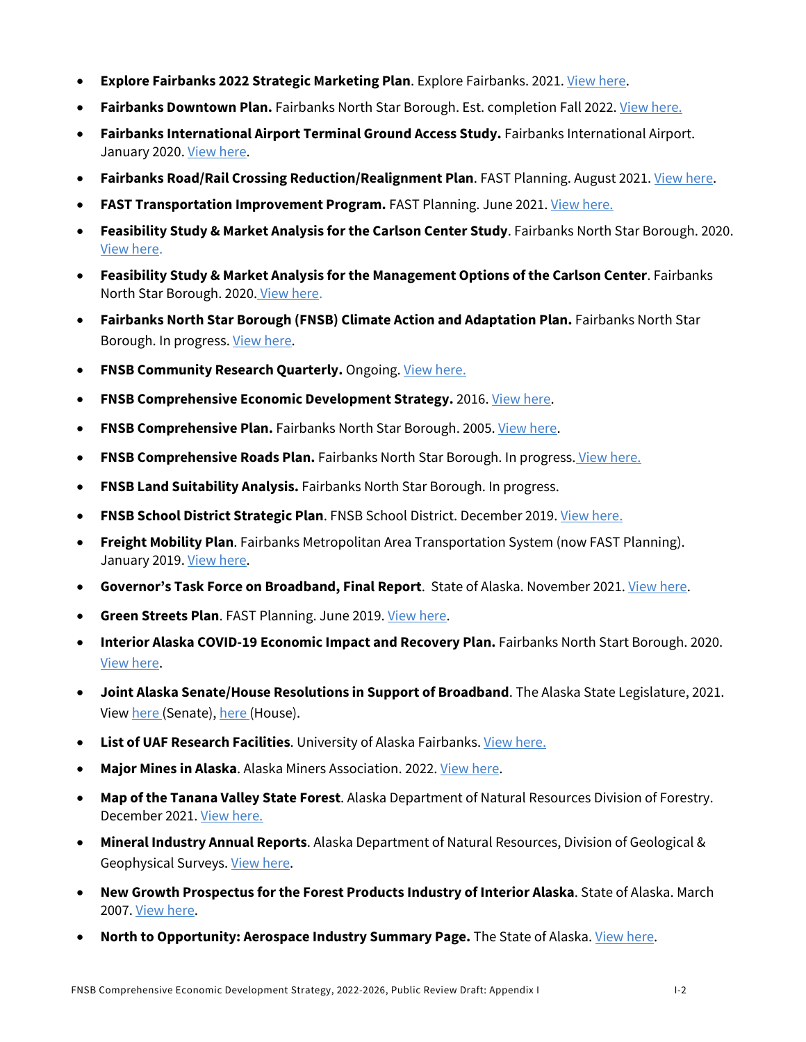- **Explore Fairbanks 2022 Strategic Marketing Plan**. Explore Fairbanks. 2021. View here.
- **Fairbanks Downtown Plan.** Fairbanks North Star Borough. Est. completion Fall 2022. View here.
- **Fairbanks International Airport Terminal Ground Access Study.** Fairbanks International Airport. January 2020. View here.
- **Fairbanks Road/Rail Crossing Reduction/Realignment Plan**. FAST Planning. August 2021. View here.
- **FAST Transportation Improvement Program.** FAST Planning. June 2021. View here.
- **Feasibility Study & Market Analysis for the Carlson Center Study**. Fairbanks North Star Borough. 2020. View here.
- **Feasibility Study & Market Analysis for the Management Options of the Carlson Center**. Fairbanks North Star Borough. 2020. View here.
- **Fairbanks North Star Borough (FNSB) Climate Action and Adaptation Plan.** Fairbanks North Star Borough. In progress. View here.
- **FNSB Community Research Quarterly.** Ongoing. View here.
- **FNSB Comprehensive Economic Development Strategy.** 2016. View here.
- **FNSB Comprehensive Plan.** Fairbanks North Star Borough. 2005. View here.
- **FNSB Comprehensive Roads Plan.** Fairbanks North Star Borough. In progress. View here.
- **FNSB Land Suitability Analysis.** Fairbanks North Star Borough. In progress.
- **FNSB School District Strategic Plan**. FNSB School District. December 2019. View here.
- **Freight Mobility Plan**. Fairbanks Metropolitan Area Transportation System (now FAST Planning). January 2019. View here.
- **Governor's Task Force on Broadband, Final Report**. State of Alaska. November 2021. View here.
- **Green Streets Plan**. FAST Planning. June 2019. View here.
- **Interior Alaska COVID-19 Economic Impact and Recovery Plan.** Fairbanks North Start Borough. 2020. View here.
- **Joint Alaska Senate/House Resolutions in Support of Broadband**. The Alaska State Legislature, 2021. View here (Senate), here (House).
- **List of UAF Research Facilities**. University of Alaska Fairbanks. View here.
- **Major Mines in Alaska**. Alaska Miners Association. 2022. View here.
- **Map of the Tanana Valley State Forest**. Alaska Department of Natural Resources Division of Forestry. December 2021. View here.
- **Mineral Industry Annual Reports**. Alaska Department of Natural Resources, Division of Geological & Geophysical Surveys. View here.
- **New Growth Prospectus for the Forest Products Industry of Interior Alaska**. State of Alaska. March 2007. View here.
- **North to Opportunity: Aerospace Industry Summary Page.** The State of Alaska. View here.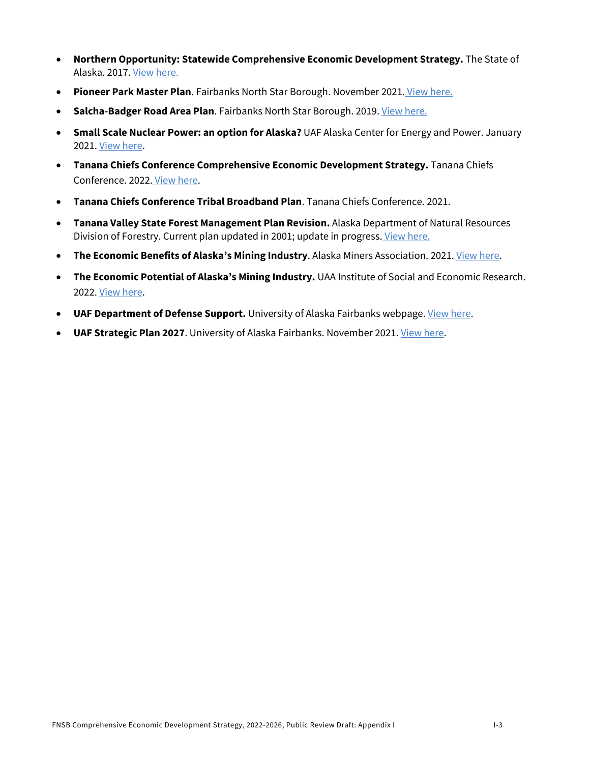- **Northern Opportunity: Statewide Comprehensive Economic Development Strategy.** The State of Alaska. 2017. View here.
- **Pioneer Park Master Plan**. Fairbanks North Star Borough. November 2021. View here.
- **Salcha-Badger Road Area Plan**. Fairbanks North Star Borough. 2019. View here.
- **Small Scale Nuclear Power: an option for Alaska?** UAF Alaska Center for Energy and Power. January 2021. View here.
- **Tanana Chiefs Conference Comprehensive Economic Development Strategy.** Tanana Chiefs Conference. 2022. View here.
- **Tanana Chiefs Conference Tribal Broadband Plan**. Tanana Chiefs Conference. 2021.
- **Tanana Valley State Forest Management Plan Revision.** Alaska Department of Natural Resources Division of Forestry. Current plan updated in 2001; update in progress. View here.
- **The Economic Benefits of Alaska's Mining Industry**. Alaska Miners Association. 2021. View here.
- **The Economic Potential of Alaska's Mining Industry.** UAA Institute of Social and Economic Research. 2022. View here.
- **UAF Department of Defense Support.** University of Alaska Fairbanks webpage. View here.
- **UAF Strategic Plan 2027**. University of Alaska Fairbanks. November 2021. View here.